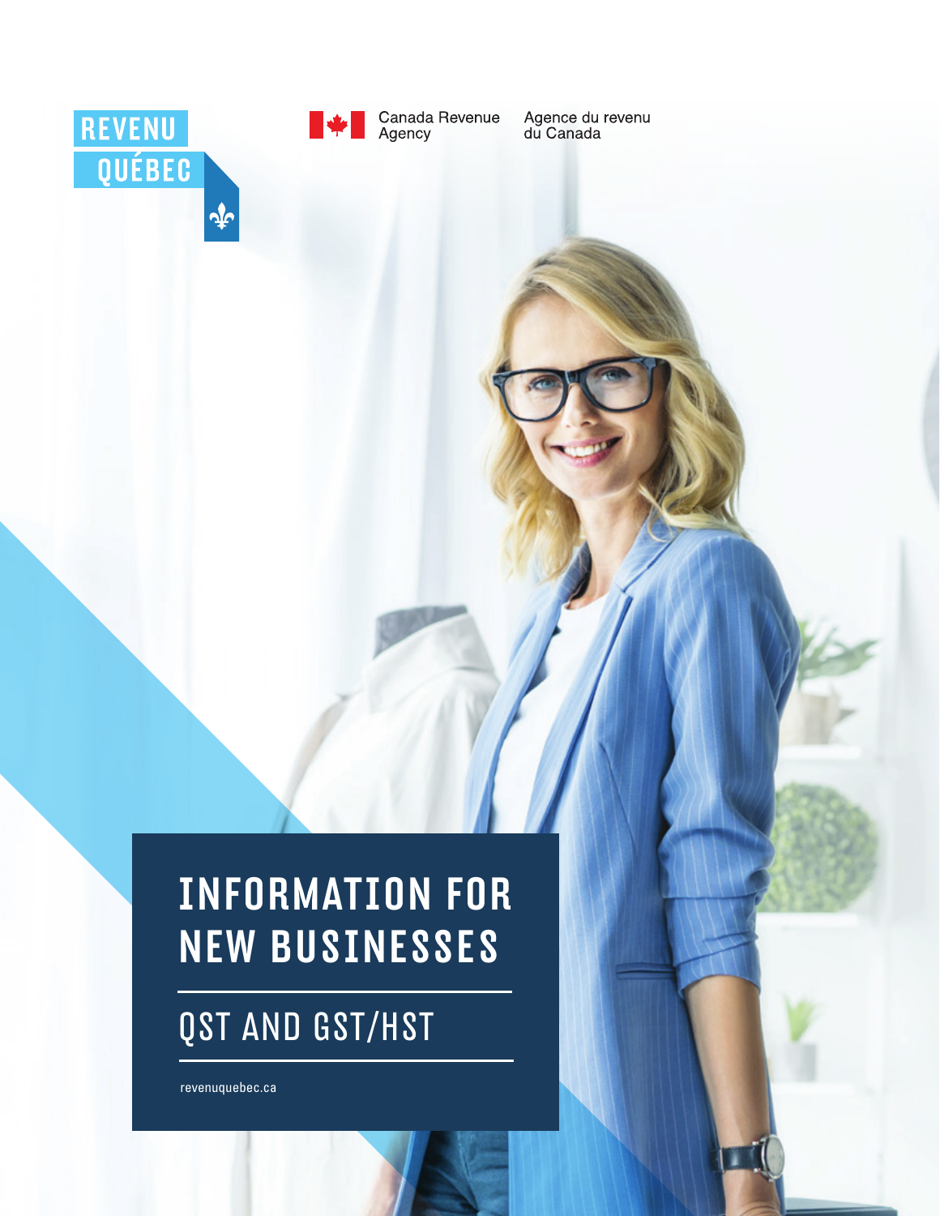REVENU QUÉBEC

Canada Revenue Agency | Agence du revenu du Canada

# INFORMATION FOR NEW BUSINESSES

## QST AND GST/HST

revenuquebec.ca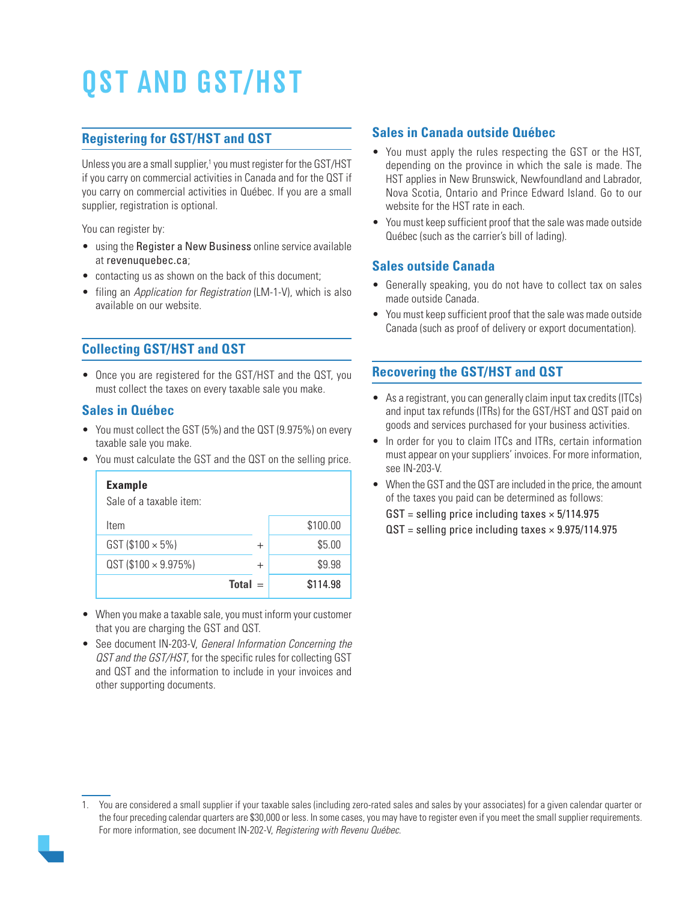# QST AND GST/HST

## Registering for GST/HST and QST

Unless you are a small supplier,[1] you must register for the GST/HST if you carry on commercial activities in Canada and for the QST if you carry on commercial activities in Québec. If you are a small supplier, registration is optional.

You can register by:

- using the Register a New Business online service available at revenuquebec.ca;
- contacting us as shown on the back of this document;
- filing an *Application for Registration* (LM-1-V), which is also available on our website.

## Collecting GST/HST and QST

- Once you are registered for the GST/HST and the QST, you must collect the taxes on every taxable sale you make.

### Sales in Québec

- You must collect the GST (5%) and the QST (9.975%) on every taxable sale you make.
- You must calculate the GST and the QST on the selling price.

**Example**

Sale of a taxable item:

| | | |
|---|---|---|
| Item | | $100.00 |
| GST ($100 × 5%) | + | $5.00 |
| QST ($100 × 9.975%) | + | $9.98 |
| **Total** | = | **$114.98** |

- When you make a taxable sale, you must inform your customer that you are charging the GST and QST.
- See document IN-203-V, *General Information Concerning the QST and the GST/HST*, for the specific rules for collecting GST and QST and the information to include in your invoices and other supporting documents.

### Sales in Canada outside Québec

- You must apply the rules respecting the GST or the HST, depending on the province in which the sale is made. The HST applies in New Brunswick, Newfoundland and Labrador, Nova Scotia, Ontario and Prince Edward Island. Go to our website for the HST rate in each.
- You must keep sufficient proof that the sale was made outside Québec (such as the carrier's bill of lading).

### Sales outside Canada

- Generally speaking, you do not have to collect tax on sales made outside Canada.
- You must keep sufficient proof that the sale was made outside Canada (such as proof of delivery or export documentation).

## Recovering the GST/HST and QST

- As a registrant, you can generally claim input tax credits (ITCs) and input tax refunds (ITRs) for the GST/HST and QST paid on goods and services purchased for your business activities.
- In order for you to claim ITCs and ITRs, certain information must appear on your suppliers' invoices. For more information, see IN-203-V.
- When the GST and the QST are included in the price, the amount of the taxes you paid can be determined as follows:

  GST = selling price including taxes × 5/114.975

  QST = selling price including taxes × 9.975/114.975

---

1. You are considered a small supplier if your taxable sales (including zero-rated sales and sales by your associates) for a given calendar quarter or the four preceding calendar quarters are $30,000 or less. In some cases, you may have to register even if you meet the small supplier requirements. For more information, see document IN-202-V, *Registering with Revenu Québec*.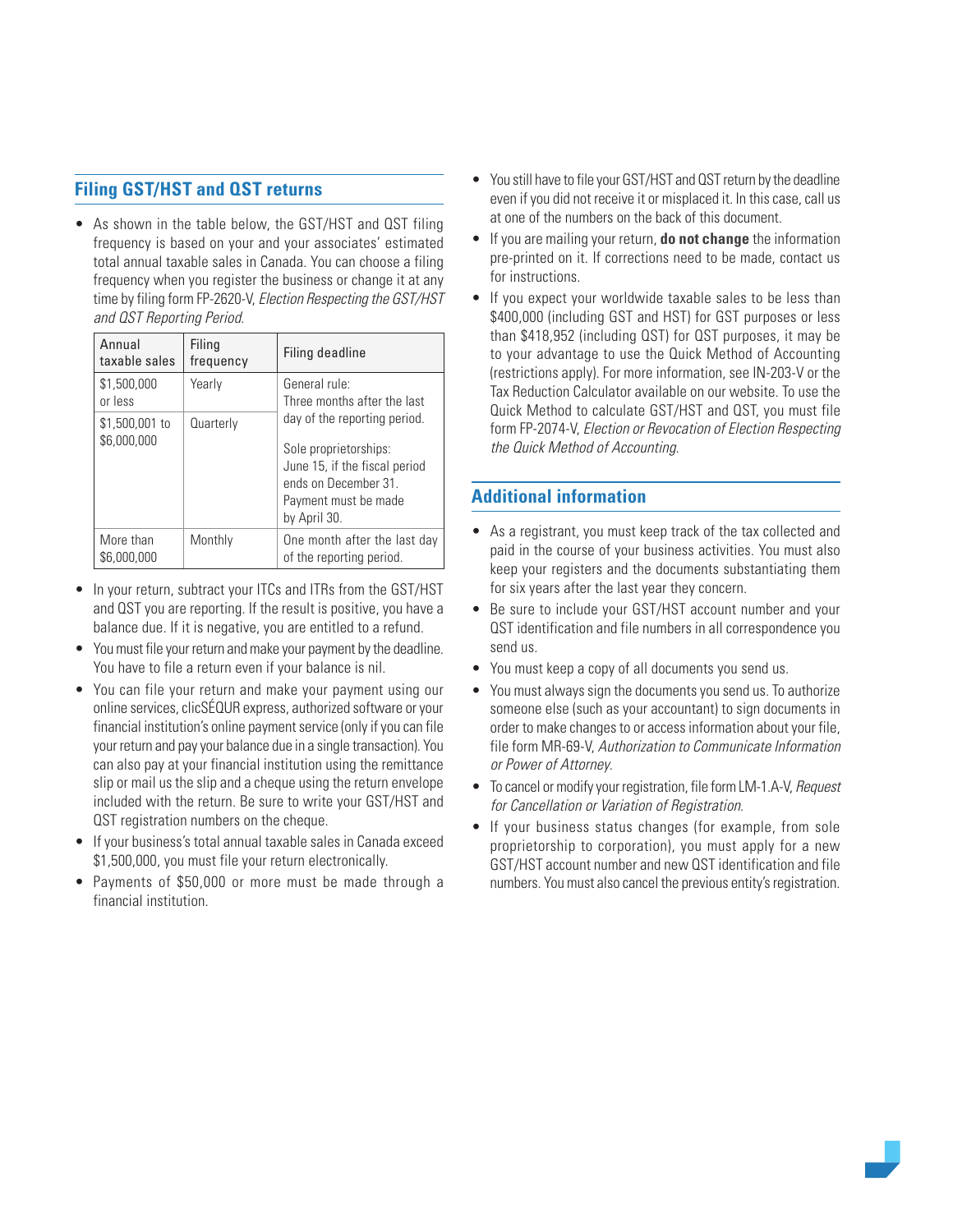## Filing GST/HST and QST returns

- As shown in the table below, the GST/HST and QST filing frequency is based on your and your associates' estimated total annual taxable sales in Canada. You can choose a filing frequency when you register the business or change it at any time by filing form FP-2620-V, *Election Respecting the GST/HST and QST Reporting Period*.

| Annual taxable sales | Filing frequency | Filing deadline |
|---|---|---|
| $1,500,000 or less | Yearly | General rule: Three months after the last day of the reporting period.<br><br>Sole proprietorships: June 15, if the fiscal period ends on December 31. Payment must be made by April 30. |
| $1,500,001 to $6,000,000 | Quarterly | |
| More than $6,000,000 | Monthly | One month after the last day of the reporting period. |

- In your return, subtract your ITCs and ITRs from the GST/HST and QST you are reporting. If the result is positive, you have a balance due. If it is negative, you are entitled to a refund.
- You must file your return and make your payment by the deadline. You have to file a return even if your balance is nil.
- You can file your return and make your payment using our online services, clicSÉQUR express, authorized software or your financial institution's online payment service (only if you can file your return and pay your balance due in a single transaction). You can also pay at your financial institution using the remittance slip or mail us the slip and a cheque using the return envelope included with the return. Be sure to write your GST/HST and QST registration numbers on the cheque.
- If your business's total annual taxable sales in Canada exceed $1,500,000, you must file your return electronically.
- Payments of $50,000 or more must be made through a financial institution.
- You still have to file your GST/HST and QST return by the deadline even if you did not receive it or misplaced it. In this case, call us at one of the numbers on the back of this document.
- If you are mailing your return, **do not change** the information pre-printed on it. If corrections need to be made, contact us for instructions.
- If you expect your worldwide taxable sales to be less than $400,000 (including GST and HST) for GST purposes or less than $418,952 (including QST) for QST purposes, it may be to your advantage to use the Quick Method of Accounting (restrictions apply). For more information, see IN-203-V or the Tax Reduction Calculator available on our website. To use the Quick Method to calculate GST/HST and QST, you must file form FP-2074-V, *Election or Revocation of Election Respecting the Quick Method of Accounting*.

## Additional information

- As a registrant, you must keep track of the tax collected and paid in the course of your business activities. You must also keep your registers and the documents substantiating them for six years after the last year they concern.
- Be sure to include your GST/HST account number and your QST identification and file numbers in all correspondence you send us.
- You must keep a copy of all documents you send us.
- You must always sign the documents you send us. To authorize someone else (such as your accountant) to sign documents in order to make changes to or access information about your file, file form MR-69-V, *Authorization to Communicate Information or Power of Attorney*.
- To cancel or modify your registration, file form LM-1.A-V, *Request for Cancellation or Variation of Registration*.
- If your business status changes (for example, from sole proprietorship to corporation), you must apply for a new GST/HST account number and new QST identification and file numbers. You must also cancel the previous entity's registration.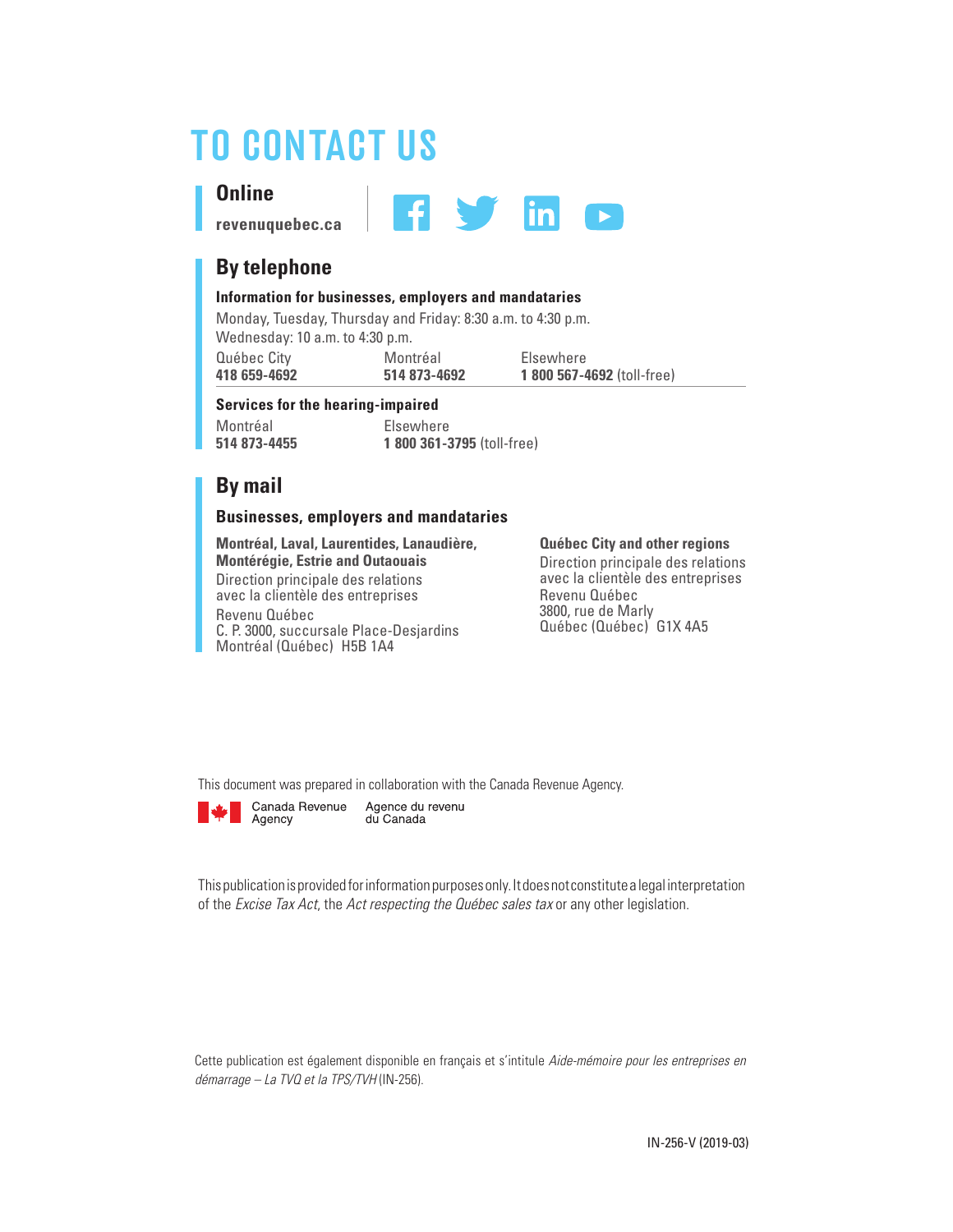# TO CONTACT US

## Online

**revenuquebec.ca**

## By telephone

**Information for businesses, employers and mandataries**

Monday, Tuesday, Thursday and Friday: 8:30 a.m. to 4:30 p.m.
Wednesday: 10 a.m. to 4:30 p.m.

| Québec City | Montréal | Elsewhere |
| --- | --- | --- |
| **418 659-4692** | **514 873-4692** | **1 800 567-4692** (toll-free) |

**Services for the hearing-impaired**

| Montréal | Elsewhere |
| --- | --- |
| **514 873-4455** | **1 800 361-3795** (toll-free) |

## By mail

**Businesses, employers and mandataries**

**Montréal, Laval, Laurentides, Lanaudière, Montérégie, Estrie and Outaouais**
Direction principale des relations avec la clientèle des entreprises
Revenu Québec
C. P. 3000, succursale Place-Desjardins
Montréal (Québec) H5B 1A4

**Québec City and other regions**
Direction principale des relations avec la clientèle des entreprises
Revenu Québec
3800, rue de Marly
Québec (Québec) G1X 4A5

This document was prepared in collaboration with the Canada Revenue Agency.

Canada Revenue Agency Agence du revenu du Canada

This publication is provided for information purposes only. It does not constitute a legal interpretation of the *Excise Tax Act*, the *Act respecting the Québec sales tax* or any other legislation.

Cette publication est également disponible en français et s'intitule *Aide-mémoire pour les entreprises en démarrage – La TVQ et la TPS/TVH* (IN-256).

IN-256-V (2019-03)